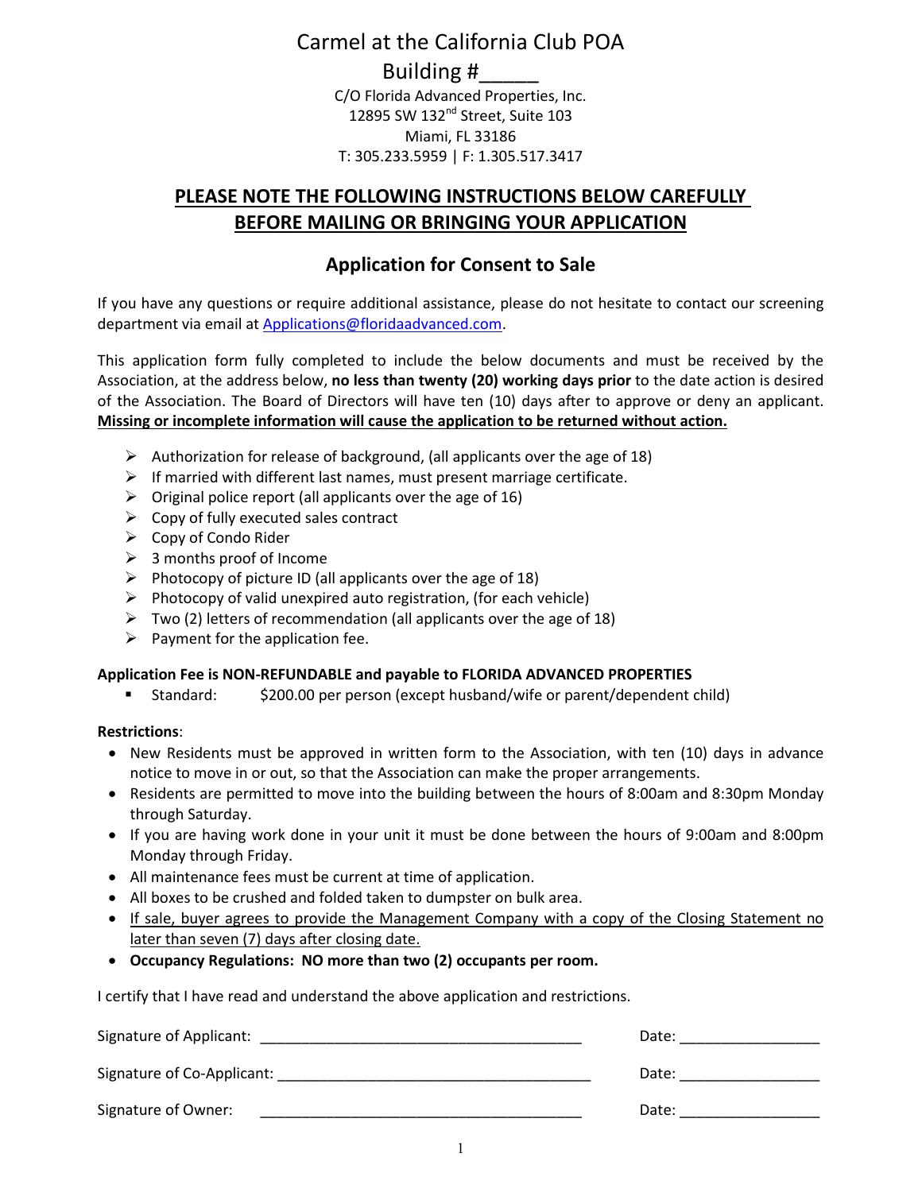# Carmel at the California Club POA

Building #_____

C/O Florida Advanced Properties, Inc.
12895 SW 132nd Street, Suite 103
Miami, FL 33186
T: 305.233.5959 | F: 1.305.517.3417

## PLEASE NOTE THE FOLLOWING INSTRUCTIONS BELOW CAREFULLY BEFORE MAILING OR BRINGING YOUR APPLICATION

## Application for Consent to Sale

If you have any questions or require additional assistance, please do not hesitate to contact our screening department via email at Applications@floridaadvanced.com.

This application form fully completed to include the below documents and must be received by the Association, at the address below, **no less than twenty (20) working days prior** to the date action is desired of the Association. The Board of Directors will have ten (10) days after to approve or deny an applicant. **Missing or incomplete information will cause the application to be returned without action.**

- Authorization for release of background, (all applicants over the age of 18)
- If married with different last names, must present marriage certificate.
- Original police report (all applicants over the age of 16)
- Copy of fully executed sales contract
- Copy of Condo Rider
- 3 months proof of Income
- Photocopy of picture ID (all applicants over the age of 18)
- Photocopy of valid unexpired auto registration, (for each vehicle)
- Two (2) letters of recommendation (all applicants over the age of 18)
- Payment for the application fee.

**Application Fee is NON-REFUNDABLE and payable to FLORIDA ADVANCED PROPERTIES**

- Standard: $200.00 per person (except husband/wife or parent/dependent child)

**Restrictions**:

- New Residents must be approved in written form to the Association, with ten (10) days in advance notice to move in or out, so that the Association can make the proper arrangements.
- Residents are permitted to move into the building between the hours of 8:00am and 8:30pm Monday through Saturday.
- If you are having work done in your unit it must be done between the hours of 9:00am and 8:00pm Monday through Friday.
- All maintenance fees must be current at time of application.
- All boxes to be crushed and folded taken to dumpster on bulk area.
- If sale, buyer agrees to provide the Management Company with a copy of the Closing Statement no later than seven (7) days after closing date.
- **Occupancy Regulations: NO more than two (2) occupants per room.**

I certify that I have read and understand the above application and restrictions.

Signature of Applicant: ________________________________________ Date: _________________

Signature of Co-Applicant: ________________________________________ Date: _________________

Signature of Owner: ________________________________________ Date: _________________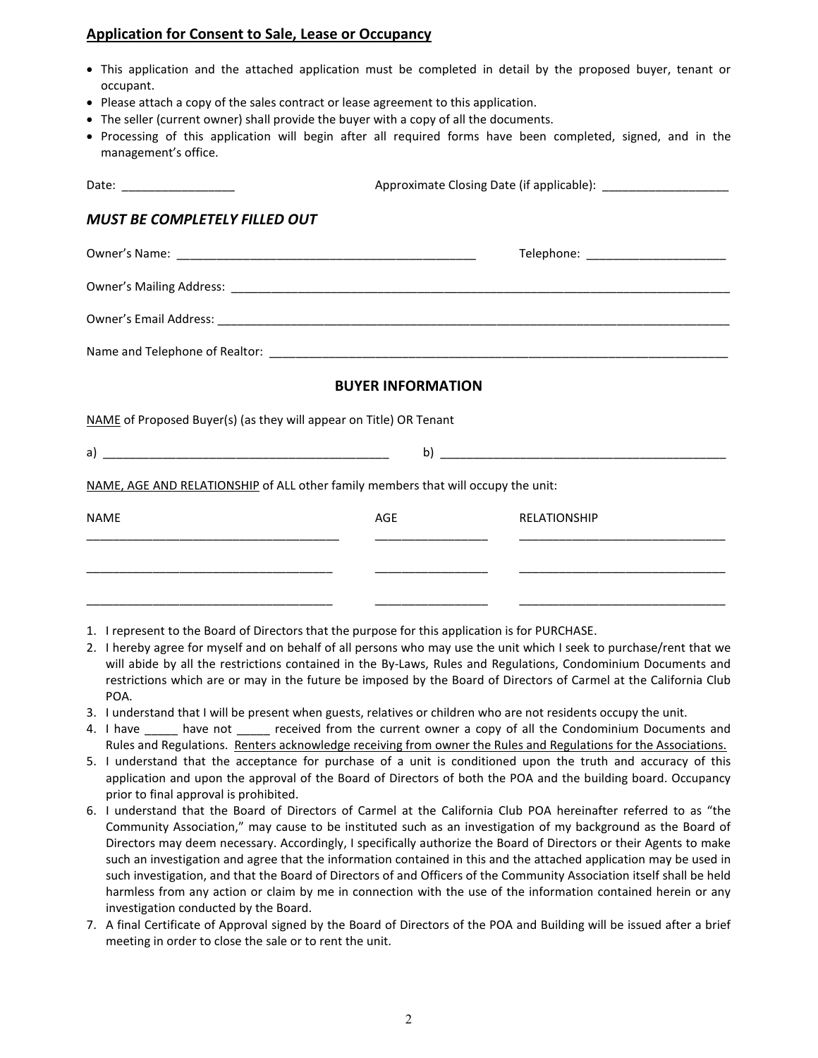## <u>Application for Consent to Sale, Lease or Occupancy</u>

- This application and the attached application must be completed in detail by the proposed buyer, tenant or occupant.
- Please attach a copy of the sales contract or lease agreement to this application.
- The seller (current owner) shall provide the buyer with a copy of all the documents.
- Processing of this application will begin after all required forms have been completed, signed, and in the management's office.

Date: _________________ Approximate Closing Date (if applicable): ___________________

### *MUST BE COMPLETELY FILLED OUT*

Owner's Name: ______________________________________________ Telephone: _____________________

Owner's Mailing Address: ______________________________________________________________________________

Owner's Email Address: _______________________________________________________________________________

Name and Telephone of Realtor: _________________________________________________________________________

### BUYER INFORMATION

<u>NAME</u> of Proposed Buyer(s) (as they will appear on Title) OR Tenant

a) ____________________________________________ b) ____________________________________________

<u>NAME, AGE AND RELATIONSHIP</u> of ALL other family members that will occupy the unit:

| NAME | AGE | RELATIONSHIP |
|---|---|---|
| | | |
| | | |
| | | |

1. I represent to the Board of Directors that the purpose for this application is for PURCHASE.
2. I hereby agree for myself and on behalf of all persons who may use the unit which I seek to purchase/rent that we will abide by all the restrictions contained in the By-Laws, Rules and Regulations, Condominium Documents and restrictions which are or may in the future be imposed by the Board of Directors of Carmel at the California Club POA.
3. I understand that I will be present when guests, relatives or children who are not residents occupy the unit.
4. I have _____ have not _____ received from the current owner a copy of all the Condominium Documents and Rules and Regulations. <u>Renters acknowledge receiving from owner the Rules and Regulations for the Associations.</u>
5. I understand that the acceptance for purchase of a unit is conditioned upon the truth and accuracy of this application and upon the approval of the Board of Directors of both the POA and the building board. Occupancy prior to final approval is prohibited.
6. I understand that the Board of Directors of Carmel at the California Club POA hereinafter referred to as "the Community Association," may cause to be instituted such as an investigation of my background as the Board of Directors may deem necessary. Accordingly, I specifically authorize the Board of Directors or their Agents to make such an investigation and agree that the information contained in this and the attached application may be used in such investigation, and that the Board of Directors of and Officers of the Community Association itself shall be held harmless from any action or claim by me in connection with the use of the information contained herein or any investigation conducted by the Board.
7. A final Certificate of Approval signed by the Board of Directors of the POA and Building will be issued after a brief meeting in order to close the sale or to rent the unit.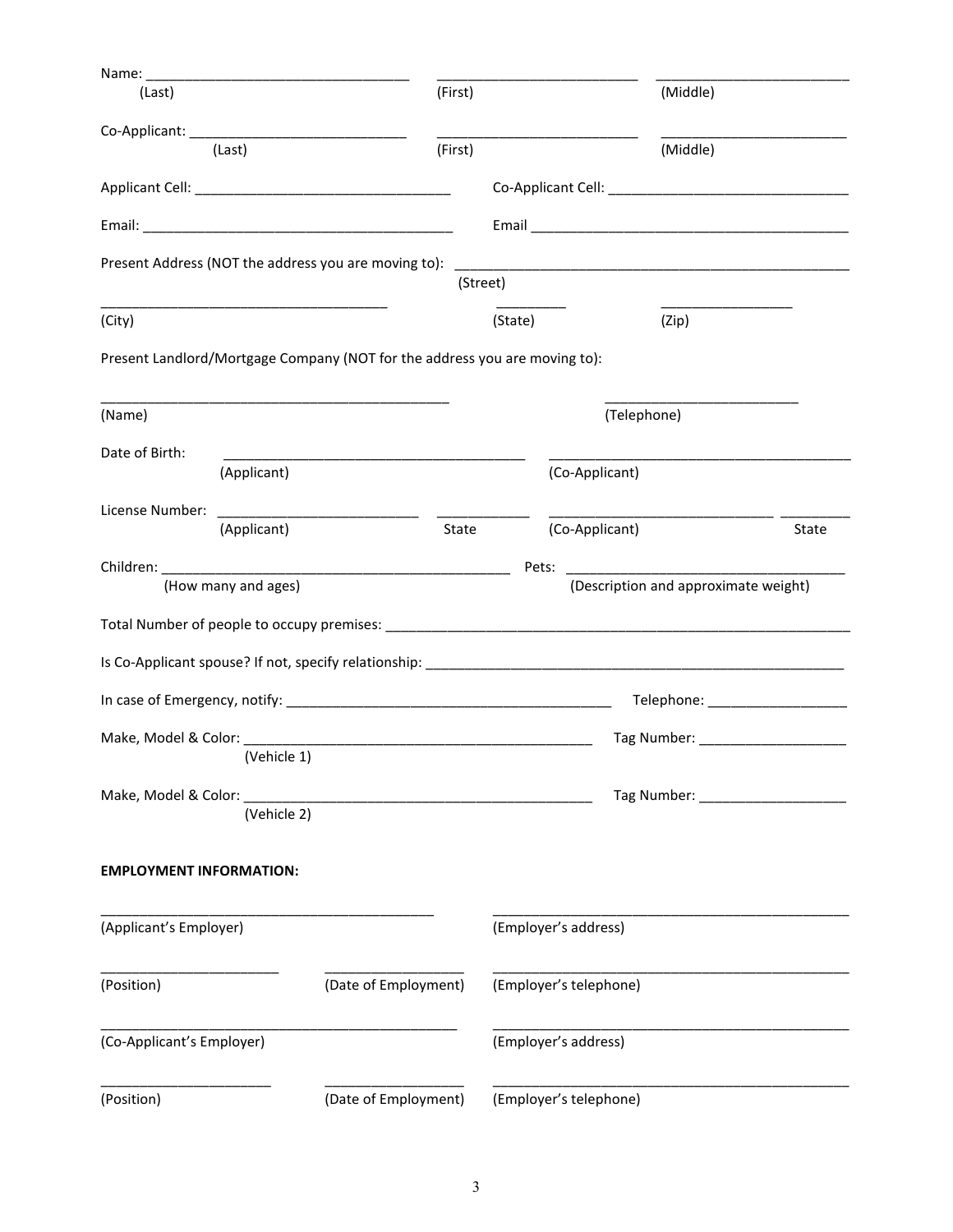Name: ______________________________ ______________________________ ______________________________
(Last) (First) (Middle)

Co-Applicant: ______________________________ ______________________________ ______________________________
(Last) (First) (Middle)

Applicant Cell: ______________________________ Co-Applicant Cell: ______________________________

Email: ______________________________ Email ______________________________

Present Address (NOT the address you are moving to): ______________________________
(Street)

______________________________ __________ ______________
(City) (State) (Zip)

Present Landlord/Mortgage Company (NOT for the address you are moving to):

______________________________ ______________________________
(Name) (Telephone)

Date of Birth: ______________________________ ______________________________
(Applicant) (Co-Applicant)

License Number: ______________________________ __________ ______________________________ __________
(Applicant) State (Co-Applicant) State

Children: ______________________________ Pets: ______________________________
(How many and ages) (Description and approximate weight)

Total Number of people to occupy premises: ______________________________

Is Co-Applicant spouse? If not, specify relationship: ______________________________

In case of Emergency, notify: ______________________________ Telephone: ______________

Make, Model & Color: ______________________________ Tag Number: ______________
(Vehicle 1)

Make, Model & Color: ______________________________ Tag Number: ______________
(Vehicle 2)

**EMPLOYMENT INFORMATION:**

______________________________ ______________________________
(Applicant's Employer) (Employer's address)

______________ ______________ ______________________________
(Position) (Date of Employment) (Employer's telephone)

______________________________ ______________________________
(Co-Applicant's Employer) (Employer's address)

______________ ______________ ______________________________
(Position) (Date of Employment) (Employer's telephone)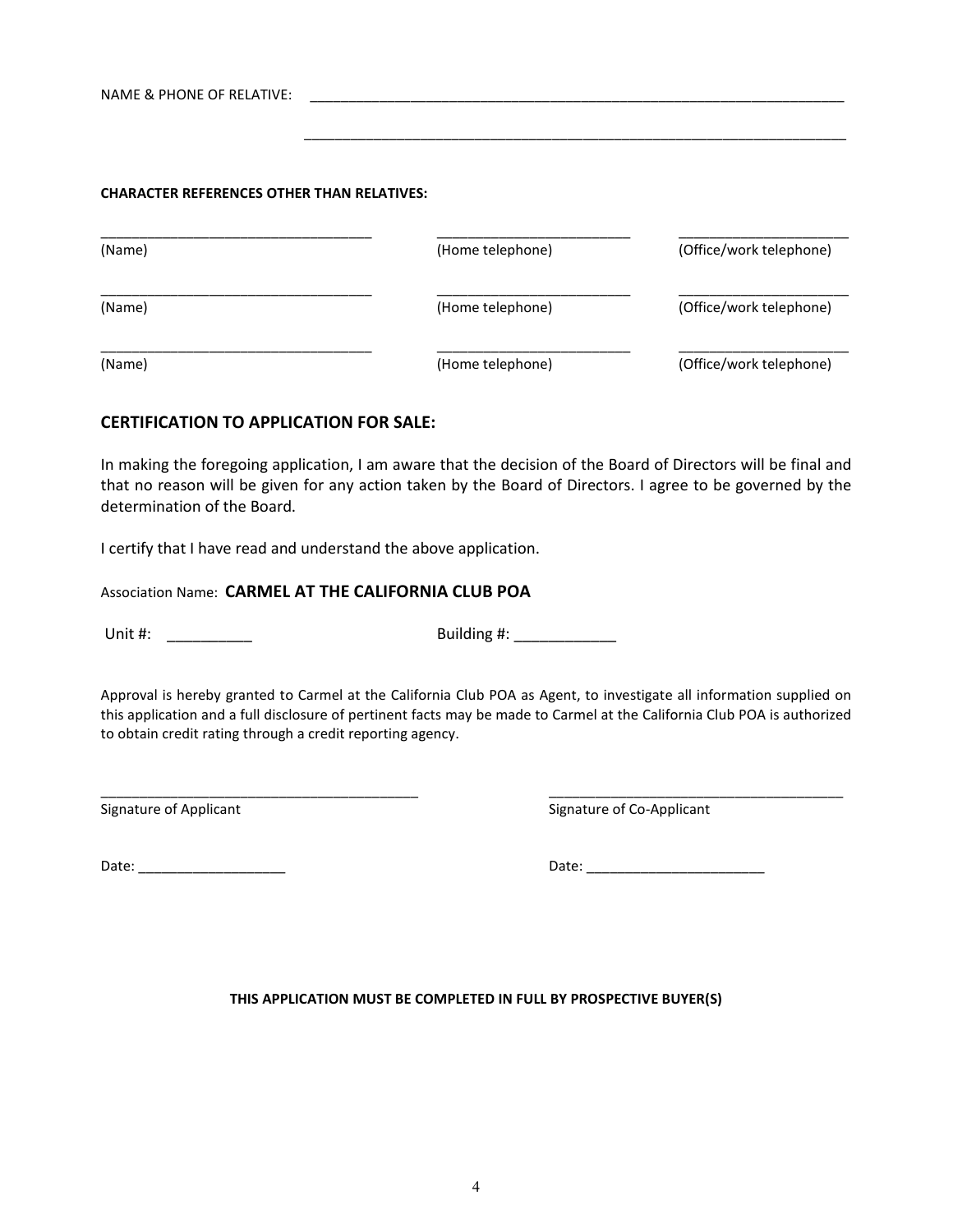NAME & PHONE OF RELATIVE: ______________________________________________________________________

______________________________________________________________________

**CHARACTER REFERENCES OTHER THAN RELATIVES:**

| | | |
|---|---|---|
| ___________________________________ | _________________________ | ______________________ |
| (Name) | (Home telephone) | (Office/work telephone) |
| ___________________________________ | _________________________ | ______________________ |
| (Name) | (Home telephone) | (Office/work telephone) |
| ___________________________________ | _________________________ | ______________________ |
| (Name) | (Home telephone) | (Office/work telephone) |

## CERTIFICATION TO APPLICATION FOR SALE:

In making the foregoing application, I am aware that the decision of the Board of Directors will be final and that no reason will be given for any action taken by the Board of Directors. I agree to be governed by the determination of the Board.

I certify that I have read and understand the above application.

Association Name: **CARMEL AT THE CALIFORNIA CLUB POA**

Unit #: __________ Building #: ____________

Approval is hereby granted to Carmel at the California Club POA as Agent, to investigate all information supplied on this application and a full disclosure of pertinent facts may be made to Carmel at the California Club POA is authorized to obtain credit rating through a credit reporting agency.

_________________________________________ Signature of Applicant

_______________________________________ Signature of Co-Applicant

Date: ___________________

Date: _______________________

**THIS APPLICATION MUST BE COMPLETED IN FULL BY PROSPECTIVE BUYER(S)**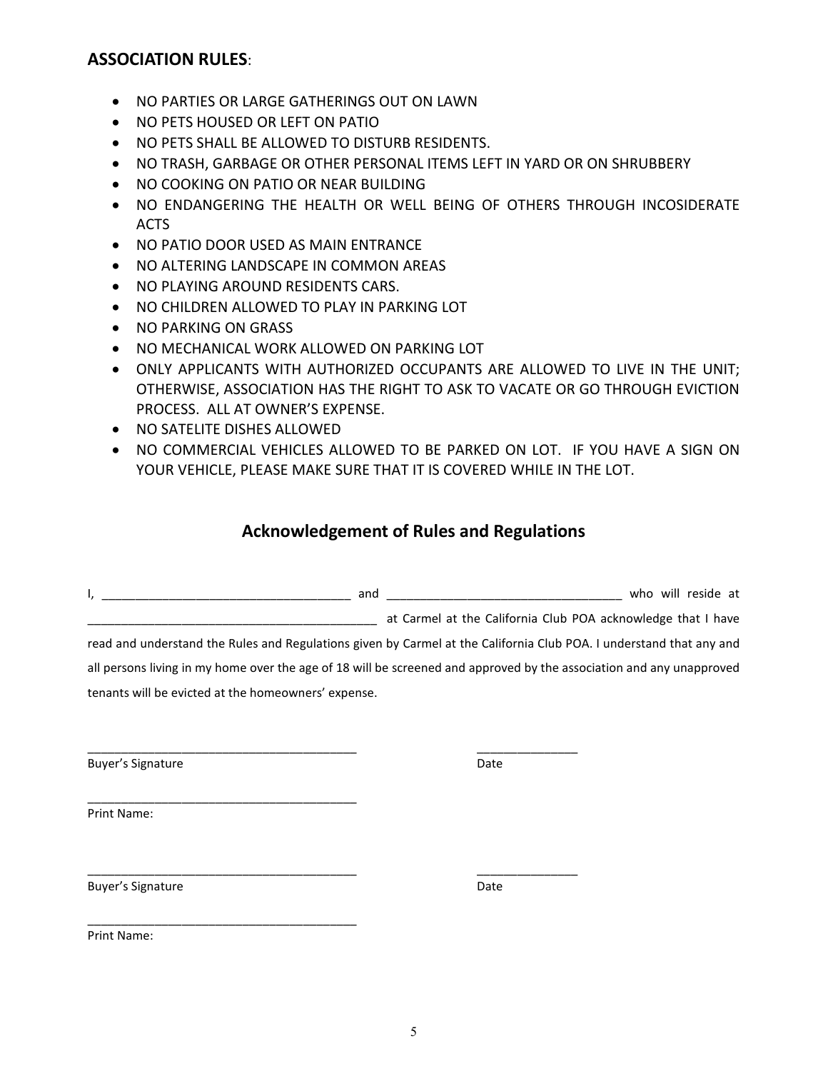**ASSOCIATION RULES**:

- NO PARTIES OR LARGE GATHERINGS OUT ON LAWN
- NO PETS HOUSED OR LEFT ON PATIO
- NO PETS SHALL BE ALLOWED TO DISTURB RESIDENTS.
- NO TRASH, GARBAGE OR OTHER PERSONAL ITEMS LEFT IN YARD OR ON SHRUBBERY
- NO COOKING ON PATIO OR NEAR BUILDING
- NO ENDANGERING THE HEALTH OR WELL BEING OF OTHERS THROUGH INCOSIDERATE ACTS
- NO PATIO DOOR USED AS MAIN ENTRANCE
- NO ALTERING LANDSCAPE IN COMMON AREAS
- NO PLAYING AROUND RESIDENTS CARS.
- NO CHILDREN ALLOWED TO PLAY IN PARKING LOT
- NO PARKING ON GRASS
- NO MECHANICAL WORK ALLOWED ON PARKING LOT
- ONLY APPLICANTS WITH AUTHORIZED OCCUPANTS ARE ALLOWED TO LIVE IN THE UNIT; OTHERWISE, ASSOCIATION HAS THE RIGHT TO ASK TO VACATE OR GO THROUGH EVICTION PROCESS. ALL AT OWNER'S EXPENSE.
- NO SATELITE DISHES ALLOWED
- NO COMMERCIAL VEHICLES ALLOWED TO BE PARKED ON LOT. IF YOU HAVE A SIGN ON YOUR VEHICLE, PLEASE MAKE SURE THAT IT IS COVERED WHILE IN THE LOT.

## Acknowledgement of Rules and Regulations

I, ___________________________________ and ___________________________________ who will reside at ___________________________________________ at Carmel at the California Club POA acknowledge that I have read and understand the Rules and Regulations given by Carmel at the California Club POA. I understand that any and all persons living in my home over the age of 18 will be screened and approved by the association and any unapproved tenants will be evicted at the homeowners' expense.

________________________________________ _______________

Buyer's Signature Date

________________________________________

Print Name:

________________________________________ _______________

Buyer's Signature Date

________________________________________

Print Name: